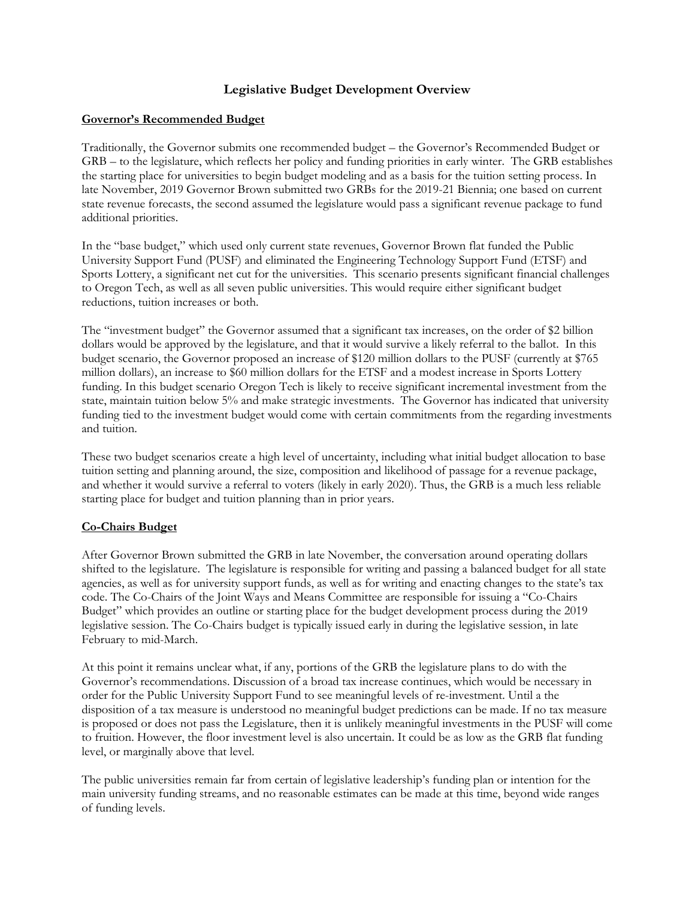# Legislative Budget Development Overview

## Governor's Recommended Budget

Traditionally, the Governor submits one recommended budget – the Governor's Recommended Budget or GRB – to the legislature, which reflects her policy and funding priorities in early winter. The GRB establishes the starting place for universities to begin budget modeling and as a basis for the tuition setting process. In late November, 2019 Governor Brown submitted two GRBs for the 2019-21 Biennia; one based on current state revenue forecasts, the second assumed the legislature would pass a significant revenue package to fund additional priorities.

In the "base budget," which used only current state revenues, Governor Brown flat funded the Public University Support Fund (PUSF) and eliminated the Engineering Technology Support Fund (ETSF) and Sports Lottery, a significant net cut for the universities. This scenario presents significant financial challenges to Oregon Tech, as well as all seven public universities. This would require either significant budget reductions, tuition increases or both.

The "investment budget" the Governor assumed that a significant tax increases, on the order of $2 billion dollars would be approved by the legislature, and that it would survive a likely referral to the ballot. In this budget scenario, the Governor proposed an increase of $120 million dollars to the PUSF (currently at $765 million dollars), an increase to $60 million dollars for the ETSF and a modest increase in Sports Lottery funding. In this budget scenario Oregon Tech is likely to receive significant incremental investment from the state, maintain tuition below 5% and make strategic investments. The Governor has indicated that university funding tied to the investment budget would come with certain commitments from the regarding investments and tuition.

These two budget scenarios create a high level of uncertainty, including what initial budget allocation to base tuition setting and planning around, the size, composition and likelihood of passage for a revenue package, and whether it would survive a referral to voters (likely in early 2020). Thus, the GRB is a much less reliable starting place for budget and tuition planning than in prior years.

## Co-Chairs Budget

After Governor Brown submitted the GRB in late November, the conversation around operating dollars shifted to the legislature. The legislature is responsible for writing and passing a balanced budget for all state agencies, as well as for university support funds, as well as for writing and enacting changes to the state's tax code. The Co-Chairs of the Joint Ways and Means Committee are responsible for issuing a "Co-Chairs Budget" which provides an outline or starting place for the budget development process during the 2019 legislative session. The Co-Chairs budget is typically issued early in during the legislative session, in late February to mid-March.

At this point it remains unclear what, if any, portions of the GRB the legislature plans to do with the Governor's recommendations. Discussion of a broad tax increase continues, which would be necessary in order for the Public University Support Fund to see meaningful levels of re-investment. Until a the disposition of a tax measure is understood no meaningful budget predictions can be made. If no tax measure is proposed or does not pass the Legislature, then it is unlikely meaningful investments in the PUSF will come to fruition. However, the floor investment level is also uncertain. It could be as low as the GRB flat funding level, or marginally above that level.

The public universities remain far from certain of legislative leadership's funding plan or intention for the main university funding streams, and no reasonable estimates can be made at this time, beyond wide ranges of funding levels.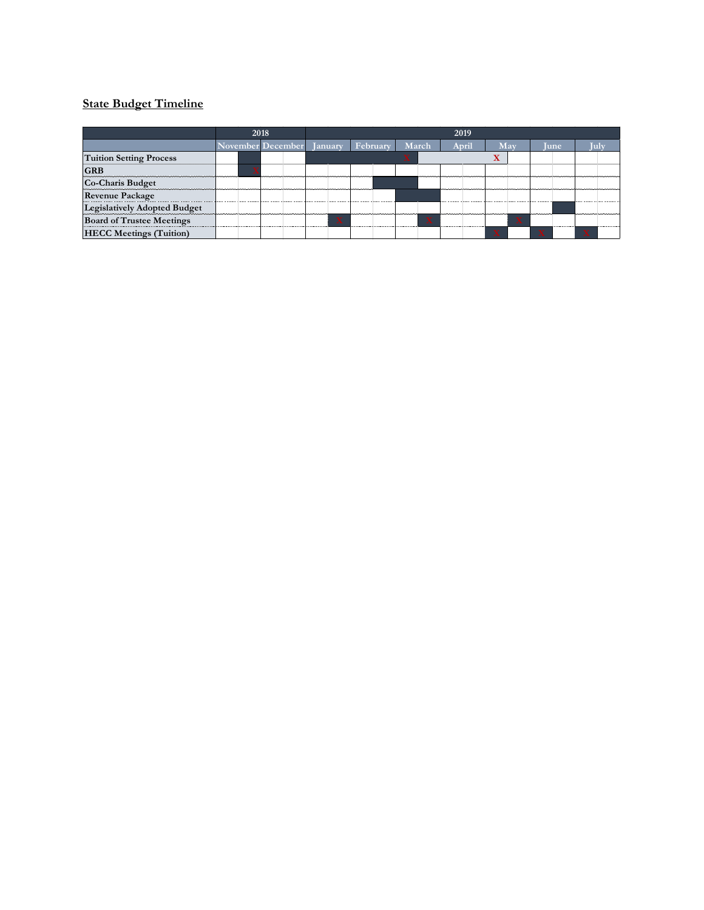## State Budget Timeline

| | 2018 | | | | 2019 | | | | | | | | | | | | | |
|---|---|---|---|---|---|---|---|---|---|---|---|---|---|---|---|---|---|---|
| | November | | December | | January | | February | | March | | April | | May | | June | | July | |
| **Tuition Setting Process** | | | | | | | | | X | | | | X | | | | | |
| **GRB** | | X | | | | | | | | | | | | | | | | |
| **Co-Charis Budget** | | | | | | | | | | | | | | | | | | |
| **Revenue Package** | | | | | | | | | | | | | | | | | | |
| **Legislatively Adopted Budget** | | | | | | | | | | | | | | | | | | |
| **Board of Trustee Meetings** | | | | | | X | | | | X | | | | X | | | | |
| **HECC Meetings (Tuition)** | | | | | | | | | | | | | X | | X | | X | |